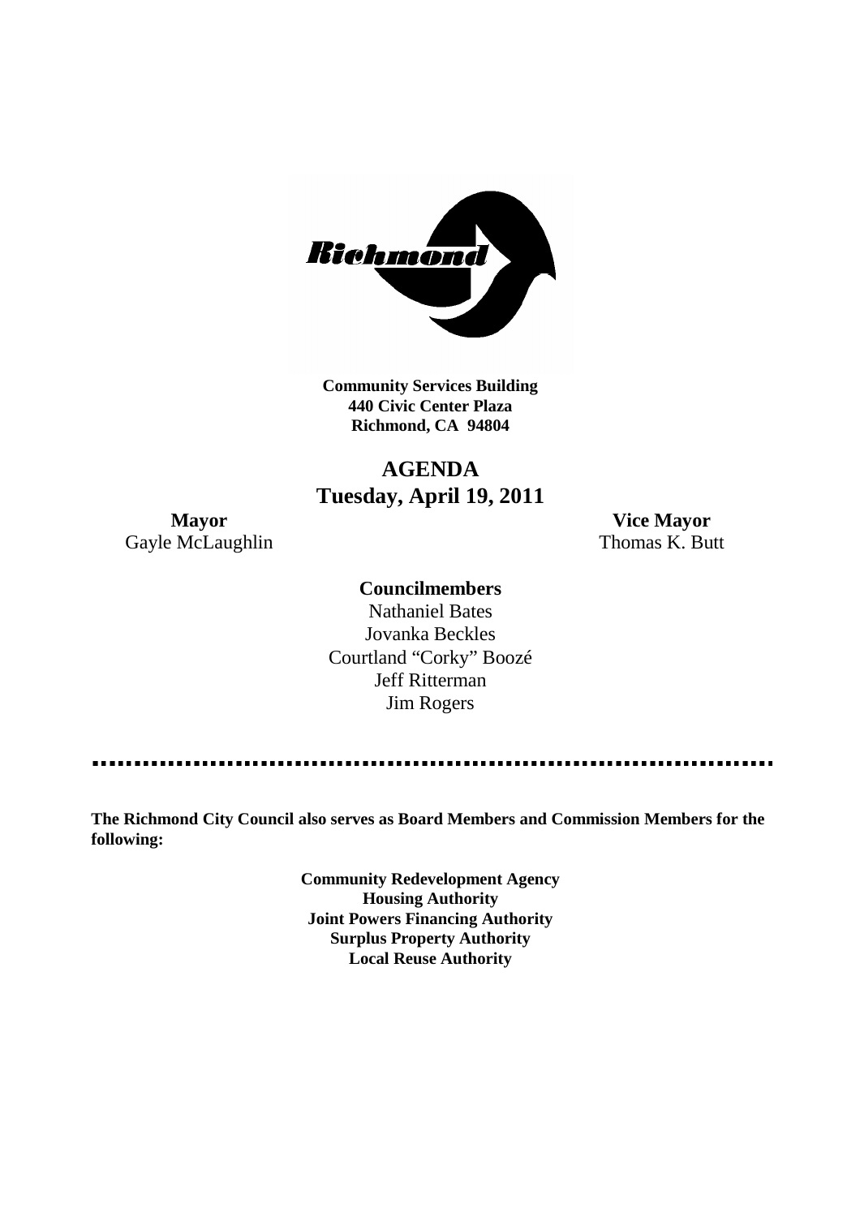**Community Services Building**
**440 Civic Center Plaza**
**Richmond, CA 94804**

# AGENDA
## Tuesday, April 19, 2011

**Mayor**
Gayle McLaughlin

**Vice Mayor**
Thomas K. Butt

**Councilmembers**

Nathaniel Bates
Jovanka Beckles
Courtland "Corky" Boozé
Jeff Ritterman
Jim Rogers

---

**The Richmond City Council also serves as Board Members and Commission Members for the following:**

**Community Redevelopment Agency**
**Housing Authority**
**Joint Powers Financing Authority**
**Surplus Property Authority**
**Local Reuse Authority**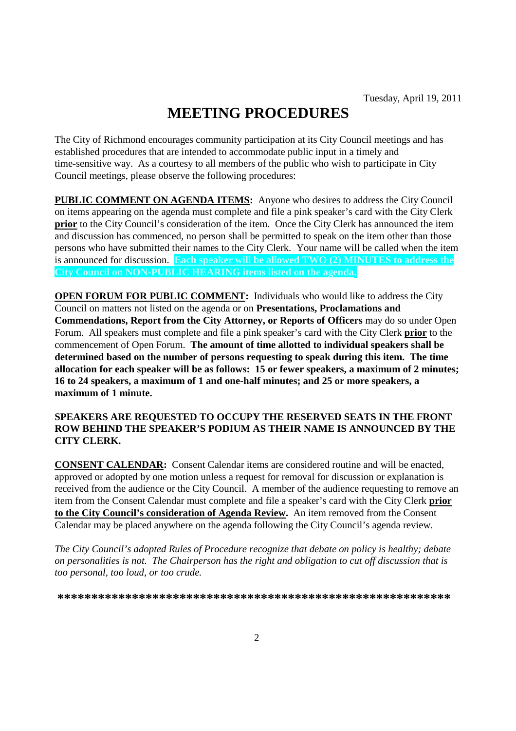Tuesday, April 19, 2011

# MEETING PROCEDURES

The City of Richmond encourages community participation at its City Council meetings and has established procedures that are intended to accommodate public input in a timely and time-sensitive way. As a courtesy to all members of the public who wish to participate in City Council meetings, please observe the following procedures:

**PUBLIC COMMENT ON AGENDA ITEMS:** Anyone who desires to address the City Council on items appearing on the agenda must complete and file a pink speaker's card with the City Clerk **prior** to the City Council's consideration of the item. Once the City Clerk has announced the item and discussion has commenced, no person shall be permitted to speak on the item other than those persons who have submitted their names to the City Clerk. Your name will be called when the item is announced for discussion. **Each speaker will be allowed TWO (2) MINUTES to address the City Council on NON-PUBLIC HEARING items listed on the agenda.**

**OPEN FORUM FOR PUBLIC COMMENT:** Individuals who would like to address the City Council on matters not listed on the agenda or on **Presentations, Proclamations and Commendations, Report from the City Attorney, or Reports of Officers** may do so under Open Forum. All speakers must complete and file a pink speaker's card with the City Clerk **prior** to the commencement of Open Forum. **The amount of time allotted to individual speakers shall be determined based on the number of persons requesting to speak during this item. The time allocation for each speaker will be as follows: 15 or fewer speakers, a maximum of 2 minutes; 16 to 24 speakers, a maximum of 1 and one-half minutes; and 25 or more speakers, a maximum of 1 minute.**

**SPEAKERS ARE REQUESTED TO OCCUPY THE RESERVED SEATS IN THE FRONT ROW BEHIND THE SPEAKER'S PODIUM AS THEIR NAME IS ANNOUNCED BY THE CITY CLERK.**

**CONSENT CALENDAR:** Consent Calendar items are considered routine and will be enacted, approved or adopted by one motion unless a request for removal for discussion or explanation is received from the audience or the City Council. A member of the audience requesting to remove an item from the Consent Calendar must complete and file a speaker's card with the City Clerk **prior to the City Council's consideration of Agenda Review.** An item removed from the Consent Calendar may be placed anywhere on the agenda following the City Council's agenda review.

*The City Council's adopted Rules of Procedure recognize that debate on policy is healthy; debate on personalities is not. The Chairperson has the right and obligation to cut off discussion that is too personal, too loud, or too crude.*

**\*\*\*\*\*\*\*\*\*\*\*\*\*\*\*\*\*\*\*\*\*\*\*\*\*\*\*\*\*\*\*\*\*\*\*\*\*\*\*\*\*\*\*\*\*\*\*\*\*\*\*\*\*\*\*\*\*\***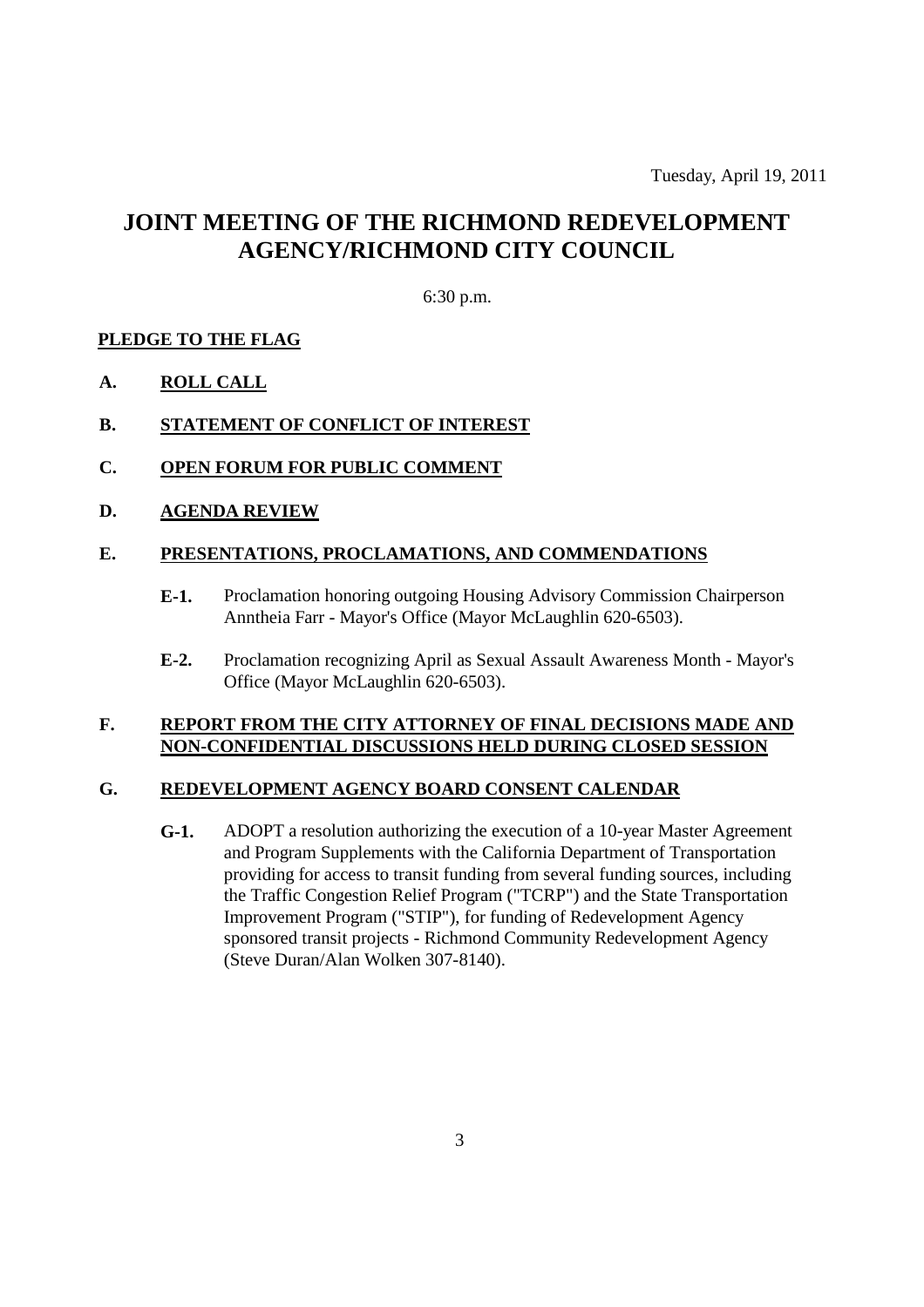Tuesday, April 19, 2011

# JOINT MEETING OF THE RICHMOND REDEVELOPMENT AGENCY/RICHMOND CITY COUNCIL

6:30 p.m.

**PLEDGE TO THE FLAG**

**A. ROLL CALL**

**B. STATEMENT OF CONFLICT OF INTEREST**

**C. OPEN FORUM FOR PUBLIC COMMENT**

**D. AGENDA REVIEW**

**E. PRESENTATIONS, PROCLAMATIONS, AND COMMENDATIONS**

**E-1.** Proclamation honoring outgoing Housing Advisory Commission Chairperson Anntheia Farr - Mayor's Office (Mayor McLaughlin 620-6503).

**E-2.** Proclamation recognizing April as Sexual Assault Awareness Month - Mayor's Office (Mayor McLaughlin 620-6503).

**F. REPORT FROM THE CITY ATTORNEY OF FINAL DECISIONS MADE AND NON-CONFIDENTIAL DISCUSSIONS HELD DURING CLOSED SESSION**

**G. REDEVELOPMENT AGENCY BOARD CONSENT CALENDAR**

**G-1.** ADOPT a resolution authorizing the execution of a 10-year Master Agreement and Program Supplements with the California Department of Transportation providing for access to transit funding from several funding sources, including the Traffic Congestion Relief Program ("TCRP") and the State Transportation Improvement Program ("STIP"), for funding of Redevelopment Agency sponsored transit projects - Richmond Community Redevelopment Agency (Steve Duran/Alan Wolken 307-8140).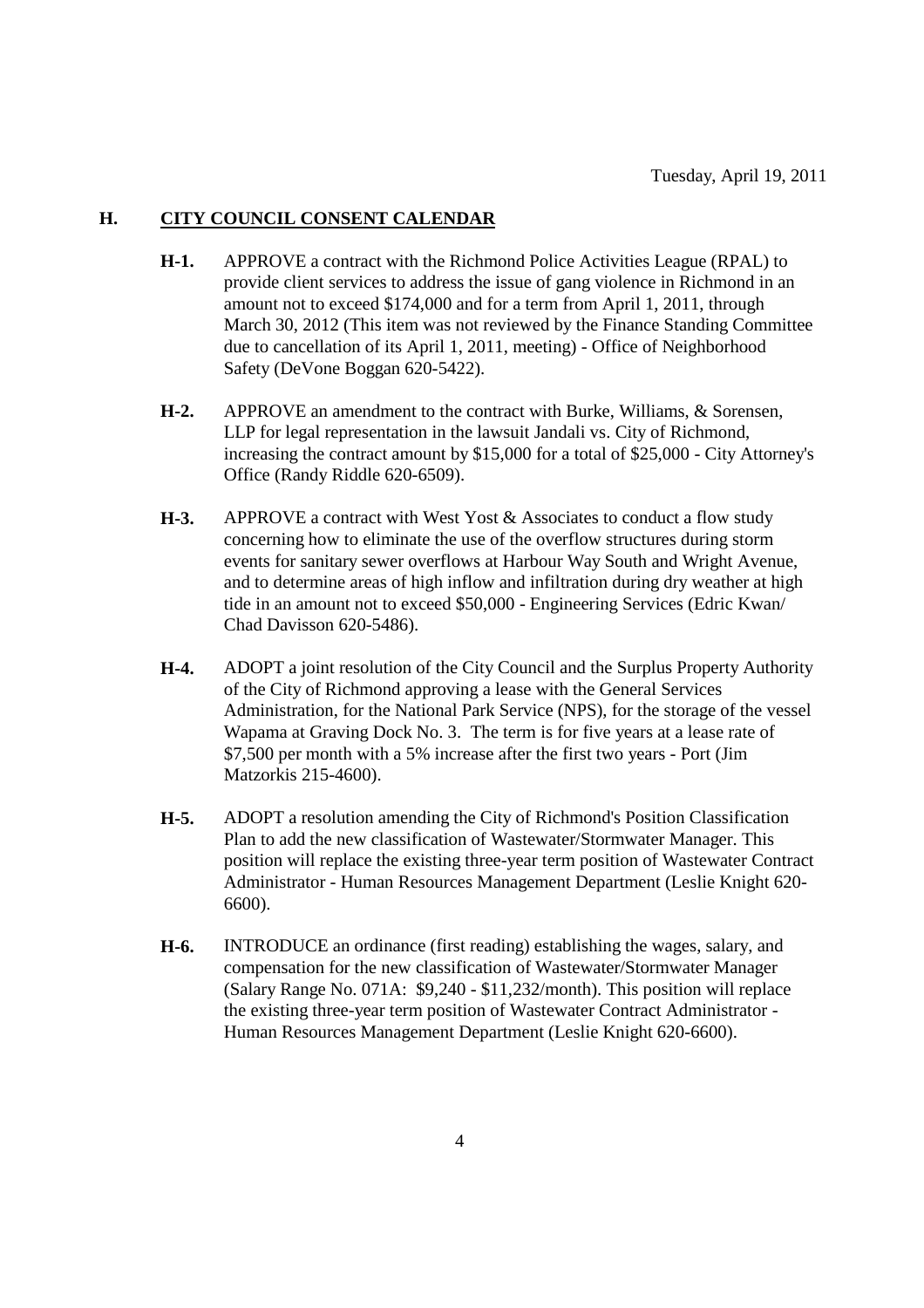Tuesday, April 19, 2011

## H. CITY COUNCIL CONSENT CALENDAR

**H-1.** APPROVE a contract with the Richmond Police Activities League (RPAL) to provide client services to address the issue of gang violence in Richmond in an amount not to exceed $174,000 and for a term from April 1, 2011, through March 30, 2012 (This item was not reviewed by the Finance Standing Committee due to cancellation of its April 1, 2011, meeting) - Office of Neighborhood Safety (DeVone Boggan 620-5422).

**H-2.** APPROVE an amendment to the contract with Burke, Williams, & Sorensen, LLP for legal representation in the lawsuit Jandali vs. City of Richmond, increasing the contract amount by $15,000 for a total of $25,000 - City Attorney's Office (Randy Riddle 620-6509).

**H-3.** APPROVE a contract with West Yost & Associates to conduct a flow study concerning how to eliminate the use of the overflow structures during storm events for sanitary sewer overflows at Harbour Way South and Wright Avenue, and to determine areas of high inflow and infiltration during dry weather at high tide in an amount not to exceed $50,000 - Engineering Services (Edric Kwan/ Chad Davisson 620-5486).

**H-4.** ADOPT a joint resolution of the City Council and the Surplus Property Authority of the City of Richmond approving a lease with the General Services Administration, for the National Park Service (NPS), for the storage of the vessel Wapama at Graving Dock No. 3. The term is for five years at a lease rate of $7,500 per month with a 5% increase after the first two years - Port (Jim Matzorkis 215-4600).

**H-5.** ADOPT a resolution amending the City of Richmond's Position Classification Plan to add the new classification of Wastewater/Stormwater Manager. This position will replace the existing three-year term position of Wastewater Contract Administrator - Human Resources Management Department (Leslie Knight 620-6600).

**H-6.** INTRODUCE an ordinance (first reading) establishing the wages, salary, and compensation for the new classification of Wastewater/Stormwater Manager (Salary Range No. 071A: $9,240 - $11,232/month). This position will replace the existing three-year term position of Wastewater Contract Administrator - Human Resources Management Department (Leslie Knight 620-6600).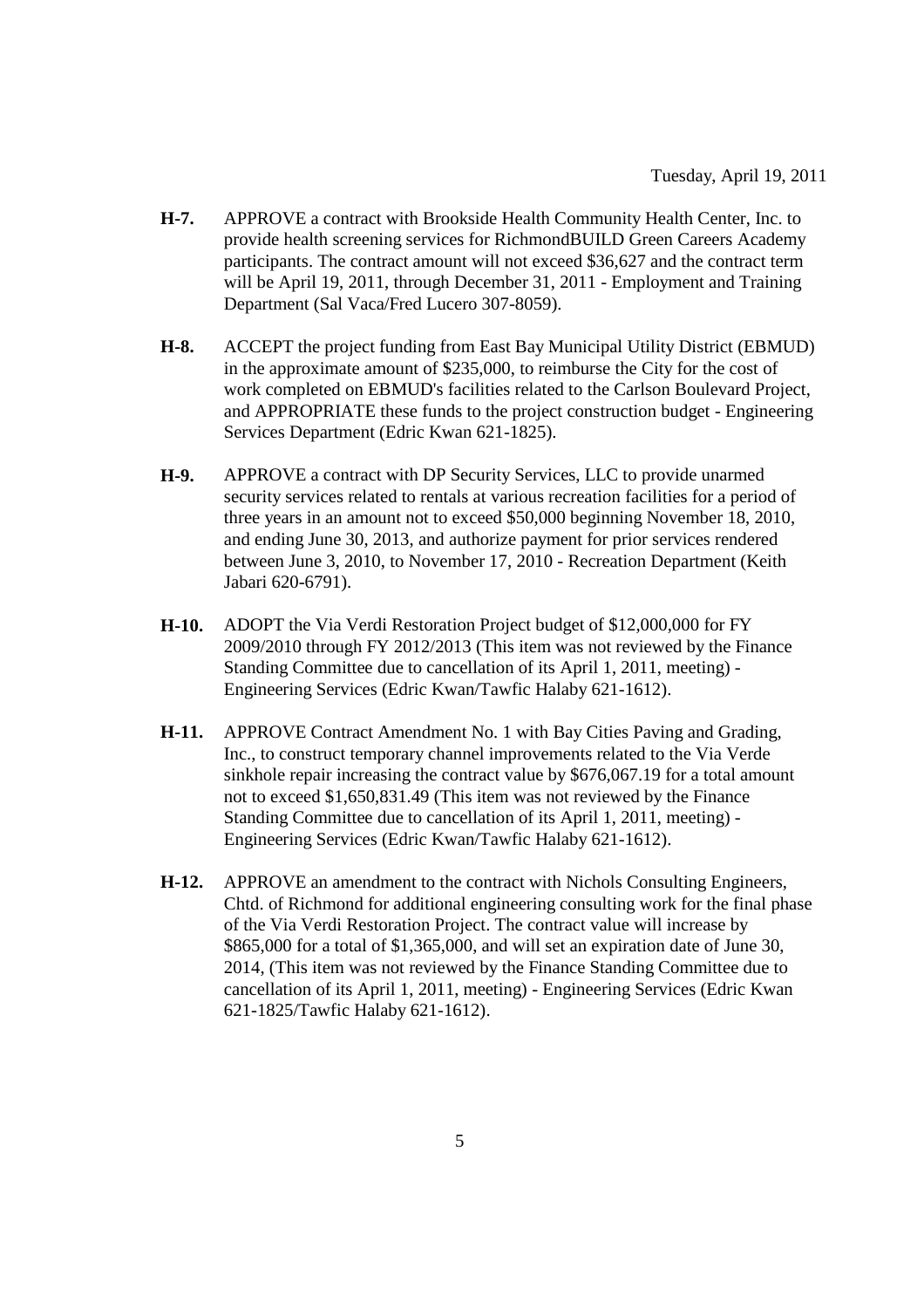Tuesday, April 19, 2011

**H-7.** APPROVE a contract with Brookside Health Community Health Center, Inc. to provide health screening services for RichmondBUILD Green Careers Academy participants. The contract amount will not exceed $36,627 and the contract term will be April 19, 2011, through December 31, 2011 - Employment and Training Department (Sal Vaca/Fred Lucero 307-8059).

**H-8.** ACCEPT the project funding from East Bay Municipal Utility District (EBMUD) in the approximate amount of $235,000, to reimburse the City for the cost of work completed on EBMUD's facilities related to the Carlson Boulevard Project, and APPROPRIATE these funds to the project construction budget - Engineering Services Department (Edric Kwan 621-1825).

**H-9.** APPROVE a contract with DP Security Services, LLC to provide unarmed security services related to rentals at various recreation facilities for a period of three years in an amount not to exceed $50,000 beginning November 18, 2010, and ending June 30, 2013, and authorize payment for prior services rendered between June 3, 2010, to November 17, 2010 - Recreation Department (Keith Jabari 620-6791).

**H-10.** ADOPT the Via Verdi Restoration Project budget of $12,000,000 for FY 2009/2010 through FY 2012/2013 (This item was not reviewed by the Finance Standing Committee due to cancellation of its April 1, 2011, meeting) - Engineering Services (Edric Kwan/Tawfic Halaby 621-1612).

**H-11.** APPROVE Contract Amendment No. 1 with Bay Cities Paving and Grading, Inc., to construct temporary channel improvements related to the Via Verde sinkhole repair increasing the contract value by $676,067.19 for a total amount not to exceed $1,650,831.49 (This item was not reviewed by the Finance Standing Committee due to cancellation of its April 1, 2011, meeting) - Engineering Services (Edric Kwan/Tawfic Halaby 621-1612).

**H-12.** APPROVE an amendment to the contract with Nichols Consulting Engineers, Chtd. of Richmond for additional engineering consulting work for the final phase of the Via Verdi Restoration Project. The contract value will increase by $865,000 for a total of $1,365,000, and will set an expiration date of June 30, 2014, (This item was not reviewed by the Finance Standing Committee due to cancellation of its April 1, 2011, meeting) - Engineering Services (Edric Kwan 621-1825/Tawfic Halaby 621-1612).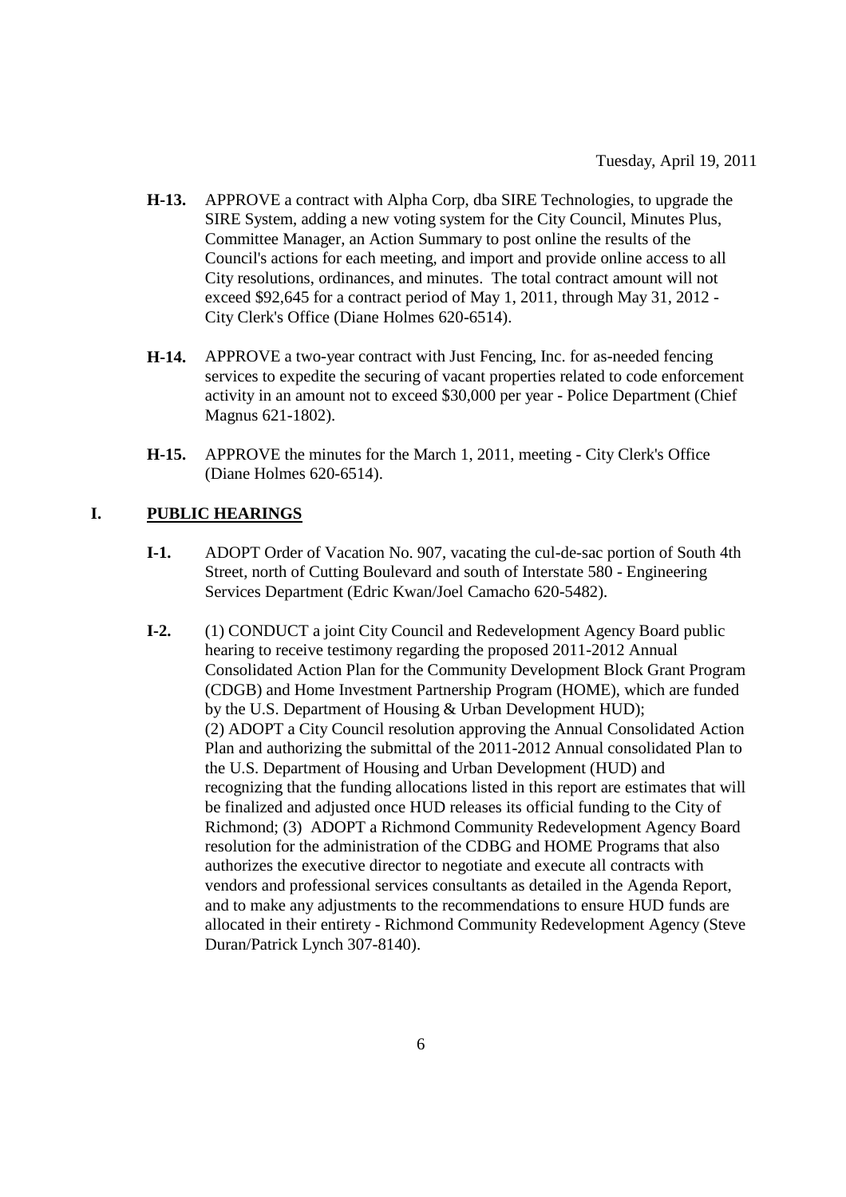Tuesday, April 19, 2011

**H-13.** APPROVE a contract with Alpha Corp, dba SIRE Technologies, to upgrade the SIRE System, adding a new voting system for the City Council, Minutes Plus, Committee Manager, an Action Summary to post online the results of the Council's actions for each meeting, and import and provide online access to all City resolutions, ordinances, and minutes. The total contract amount will not exceed $92,645 for a contract period of May 1, 2011, through May 31, 2012 - City Clerk's Office (Diane Holmes 620-6514).

**H-14.** APPROVE a two-year contract with Just Fencing, Inc. for as-needed fencing services to expedite the securing of vacant properties related to code enforcement activity in an amount not to exceed $30,000 per year - Police Department (Chief Magnus 621-1802).

**H-15.** APPROVE the minutes for the March 1, 2011, meeting - City Clerk's Office (Diane Holmes 620-6514).

## I. PUBLIC HEARINGS

**I-1.** ADOPT Order of Vacation No. 907, vacating the cul-de-sac portion of South 4th Street, north of Cutting Boulevard and south of Interstate 580 - Engineering Services Department (Edric Kwan/Joel Camacho 620-5482).

**I-2.** (1) CONDUCT a joint City Council and Redevelopment Agency Board public hearing to receive testimony regarding the proposed 2011-2012 Annual Consolidated Action Plan for the Community Development Block Grant Program (CDGB) and Home Investment Partnership Program (HOME), which are funded by the U.S. Department of Housing & Urban Development HUD); (2) ADOPT a City Council resolution approving the Annual Consolidated Action Plan and authorizing the submittal of the 2011-2012 Annual consolidated Plan to the U.S. Department of Housing and Urban Development (HUD) and recognizing that the funding allocations listed in this report are estimates that will be finalized and adjusted once HUD releases its official funding to the City of Richmond; (3) ADOPT a Richmond Community Redevelopment Agency Board resolution for the administration of the CDBG and HOME Programs that also authorizes the executive director to negotiate and execute all contracts with vendors and professional services consultants as detailed in the Agenda Report, and to make any adjustments to the recommendations to ensure HUD funds are allocated in their entirety - Richmond Community Redevelopment Agency (Steve Duran/Patrick Lynch 307-8140).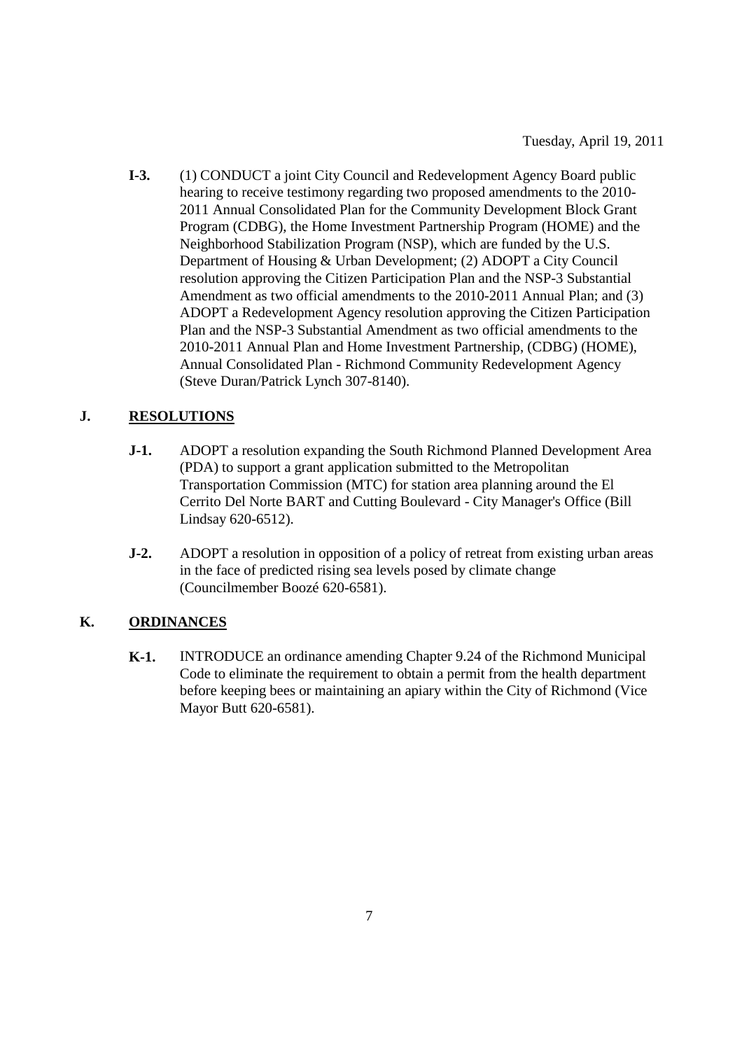**I-3.** (1) CONDUCT a joint City Council and Redevelopment Agency Board public hearing to receive testimony regarding two proposed amendments to the 2010-2011 Annual Consolidated Plan for the Community Development Block Grant Program (CDBG), the Home Investment Partnership Program (HOME) and the Neighborhood Stabilization Program (NSP), which are funded by the U.S. Department of Housing & Urban Development; (2) ADOPT a City Council resolution approving the Citizen Participation Plan and the NSP-3 Substantial Amendment as two official amendments to the 2010-2011 Annual Plan; and (3) ADOPT a Redevelopment Agency resolution approving the Citizen Participation Plan and the NSP-3 Substantial Amendment as two official amendments to the 2010-2011 Annual Plan and Home Investment Partnership, (CDBG) (HOME), Annual Consolidated Plan - Richmond Community Redevelopment Agency (Steve Duran/Patrick Lynch 307-8140).

## J. RESOLUTIONS

**J-1.** ADOPT a resolution expanding the South Richmond Planned Development Area (PDA) to support a grant application submitted to the Metropolitan Transportation Commission (MTC) for station area planning around the El Cerrito Del Norte BART and Cutting Boulevard - City Manager's Office (Bill Lindsay 620-6512).

**J-2.** ADOPT a resolution in opposition of a policy of retreat from existing urban areas in the face of predicted rising sea levels posed by climate change (Councilmember Boozé 620-6581).

## K. ORDINANCES

**K-1.** INTRODUCE an ordinance amending Chapter 9.24 of the Richmond Municipal Code to eliminate the requirement to obtain a permit from the health department before keeping bees or maintaining an apiary within the City of Richmond (Vice Mayor Butt 620-6581).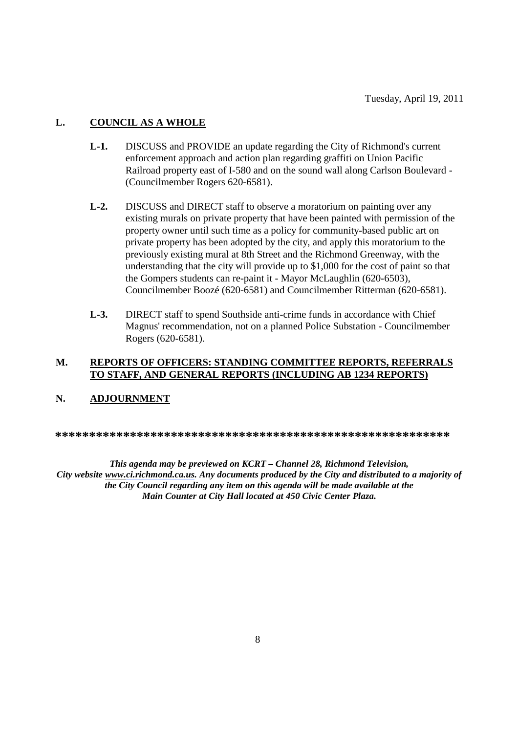Tuesday, April 19, 2011

## L. COUNCIL AS A WHOLE

**L-1.** DISCUSS and PROVIDE an update regarding the City of Richmond's current enforcement approach and action plan regarding graffiti on Union Pacific Railroad property east of I-580 and on the sound wall along Carlson Boulevard - (Councilmember Rogers 620-6581).

**L-2.** DISCUSS and DIRECT staff to observe a moratorium on painting over any existing murals on private property that have been painted with permission of the property owner until such time as a policy for community-based public art on private property has been adopted by the city, and apply this moratorium to the previously existing mural at 8th Street and the Richmond Greenway, with the understanding that the city will provide up to $1,000 for the cost of paint so that the Gompers students can re-paint it - Mayor McLaughlin (620-6503), Councilmember Boozé (620-6581) and Councilmember Ritterman (620-6581).

**L-3.** DIRECT staff to spend Southside anti-crime funds in accordance with Chief Magnus' recommendation, not on a planned Police Substation - Councilmember Rogers (620-6581).

## M. REPORTS OF OFFICERS: STANDING COMMITTEE REPORTS, REFERRALS TO STAFF, AND GENERAL REPORTS (INCLUDING AB 1234 REPORTS)

## N. ADJOURNMENT

**************************************************************

***This agenda may be previewed on KCRT – Channel 28, Richmond Television, City website www.ci.richmond.ca.us. Any documents produced by the City and distributed to a majority of the City Council regarding any item on this agenda will be made available at the Main Counter at City Hall located at 450 Civic Center Plaza.***